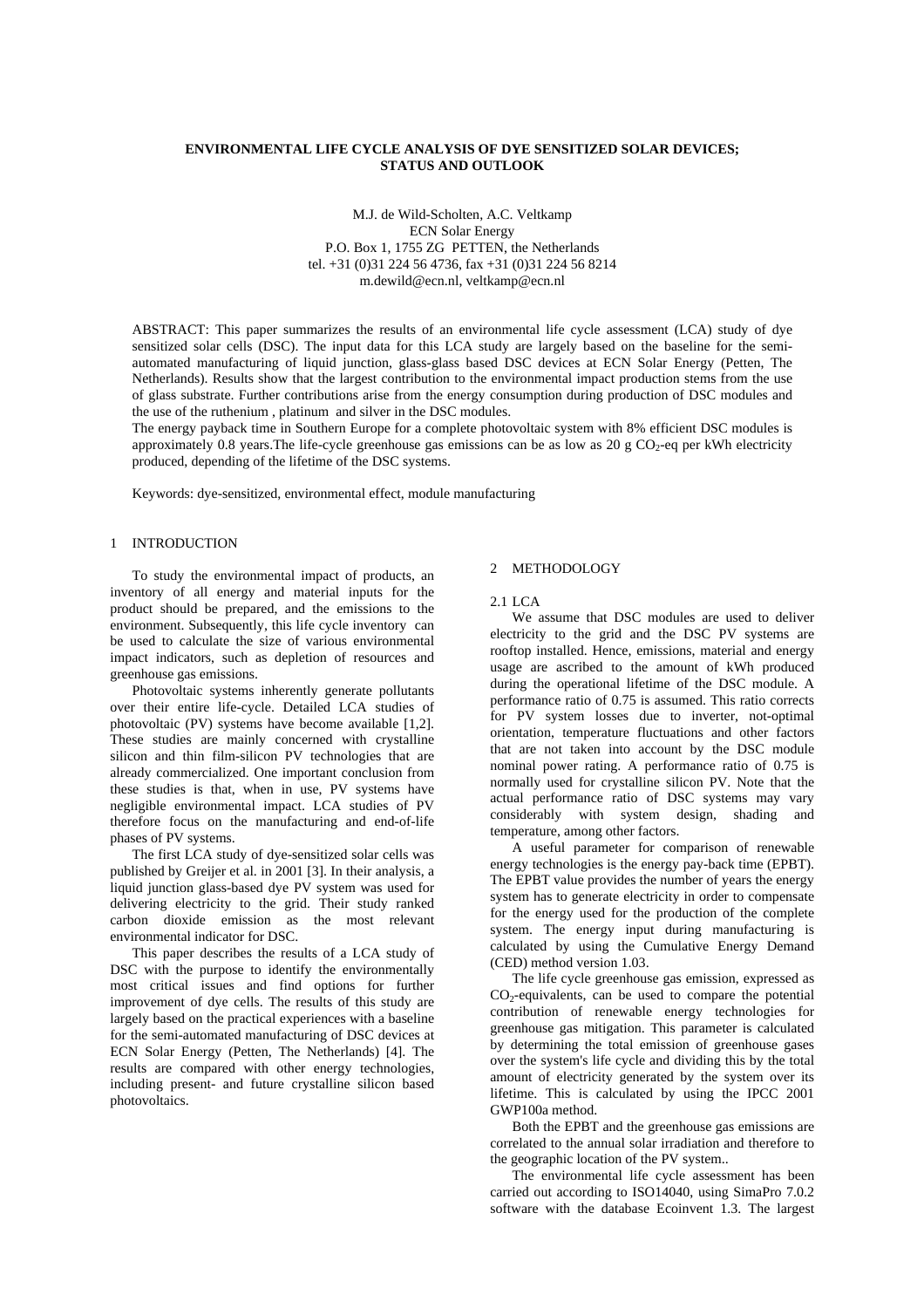# ENVIRONMENTAL LIFE CYCLE ANALYSIS OF DYE SENSITIZED SOLAR DEVICES; STATUS AND OUTLOOK

M.J. de Wild-Scholten, A.C. Veltkamp
ECN Solar Energy
P.O. Box 1, 1755 ZG PETTEN, the Netherlands
tel. +31 (0)31 224 56 4736, fax +31 (0)31 224 56 8214
m.dewild@ecn.nl, veltkamp@ecn.nl

ABSTRACT: This paper summarizes the results of an environmental life cycle assessment (LCA) study of dye sensitized solar cells (DSC). The input data for this LCA study are largely based on the baseline for the semi-automated manufacturing of liquid junction, glass-glass based DSC devices at ECN Solar Energy (Petten, The Netherlands). Results show that the largest contribution to the environmental impact production stems from the use of glass substrate. Further contributions arise from the energy consumption during production of DSC modules and the use of the ruthenium , platinum and silver in the DSC modules.
The energy payback time in Southern Europe for a complete photovoltaic system with 8% efficient DSC modules is approximately 0.8 years.The life-cycle greenhouse gas emissions can be as low as 20 g $CO_2$-eq per kWh electricity produced, depending of the lifetime of the DSC systems.

Keywords: dye-sensitized, environmental effect, module manufacturing

## 1 INTRODUCTION

To study the environmental impact of products, an inventory of all energy and material inputs for the product should be prepared, and the emissions to the environment. Subsequently, this life cycle inventory can be used to calculate the size of various environmental impact indicators, such as depletion of resources and greenhouse gas emissions.

Photovoltaic systems inherently generate pollutants over their entire life-cycle. Detailed LCA studies of photovoltaic (PV) systems have become available [1,2]. These studies are mainly concerned with crystalline silicon and thin film-silicon PV technologies that are already commercialized. One important conclusion from these studies is that, when in use, PV systems have negligible environmental impact. LCA studies of PV therefore focus on the manufacturing and end-of-life phases of PV systems.

The first LCA study of dye-sensitized solar cells was published by Greijer et al. in 2001 [3]. In their analysis, a liquid junction glass-based dye PV system was used for delivering electricity to the grid. Their study ranked carbon dioxide emission as the most relevant environmental indicator for DSC.

This paper describes the results of a LCA study of DSC with the purpose to identify the environmentally most critical issues and find options for further improvement of dye cells. The results of this study are largely based on the practical experiences with a baseline for the semi-automated manufacturing of DSC devices at ECN Solar Energy (Petten, The Netherlands) [4]. The results are compared with other energy technologies, including present- and future crystalline silicon based photovoltaics.

## 2 METHODOLOGY

### 2.1 LCA

We assume that DSC modules are used to deliver electricity to the grid and the DSC PV systems are rooftop installed. Hence, emissions, material and energy usage are ascribed to the amount of kWh produced during the operational lifetime of the DSC module. A performance ratio of 0.75 is assumed. This ratio corrects for PV system losses due to inverter, not-optimal orientation, temperature fluctuations and other factors that are not taken into account by the DSC module nominal power rating. A performance ratio of 0.75 is normally used for crystalline silicon PV. Note that the actual performance ratio of DSC systems may vary considerably with system design, shading and temperature, among other factors.

A useful parameter for comparison of renewable energy technologies is the energy pay-back time (EPBT). The EPBT value provides the number of years the energy system has to generate electricity in order to compensate for the energy used for the production of the complete system. The energy input during manufacturing is calculated by using the Cumulative Energy Demand (CED) method version 1.03.

The life cycle greenhouse gas emission, expressed as $CO_2$-equivalents, can be used to compare the potential contribution of renewable energy technologies for greenhouse gas mitigation. This parameter is calculated by determining the total emission of greenhouse gases over the system's life cycle and dividing this by the total amount of electricity generated by the system over its lifetime. This is calculated by using the IPCC 2001 GWP100a method.

Both the EPBT and the greenhouse gas emissions are correlated to the annual solar irradiation and therefore to the geographic location of the PV system..

The environmental life cycle assessment has been carried out according to ISO14040, using SimaPro 7.0.2 software with the database Ecoinvent 1.3. The largest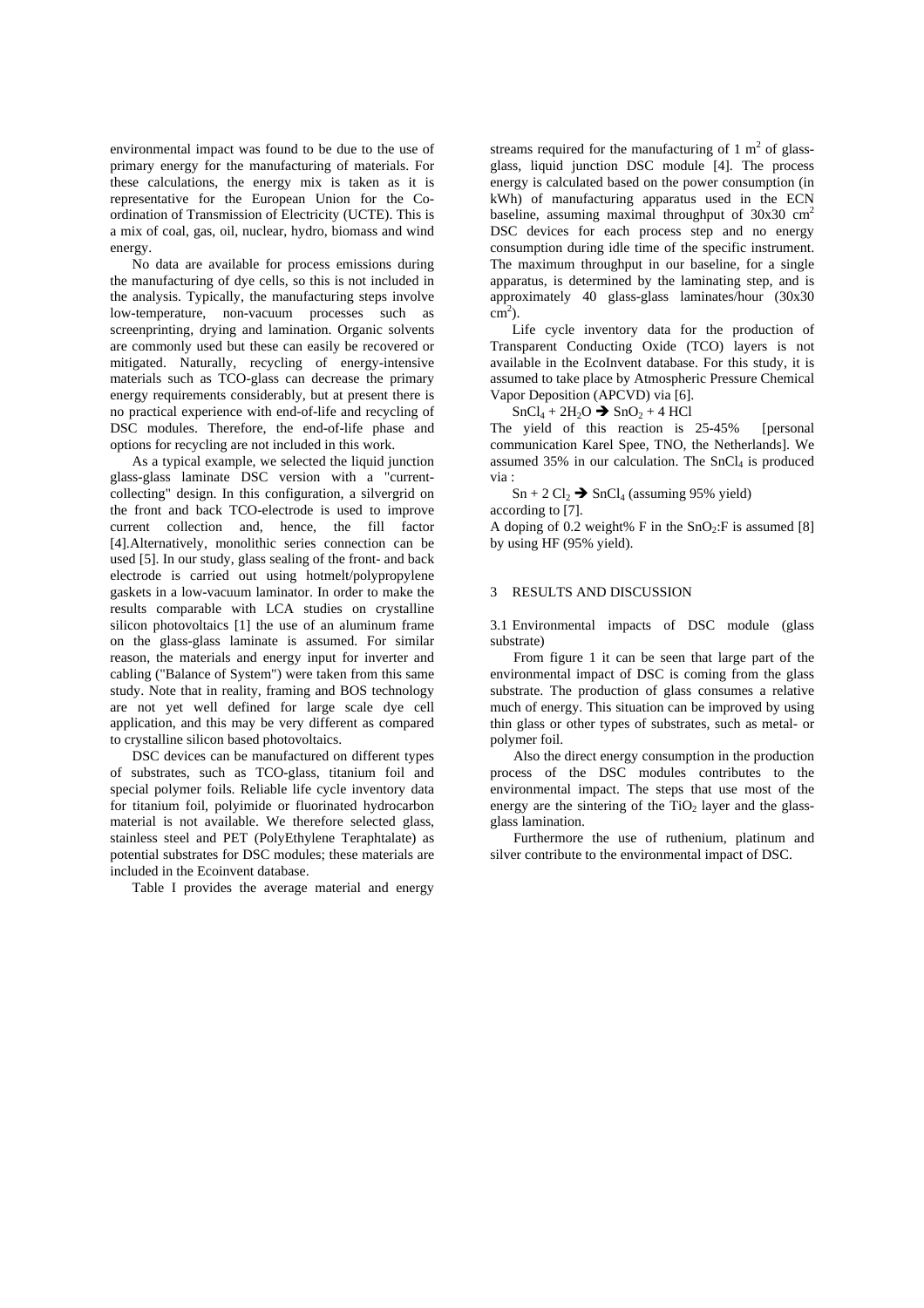environmental impact was found to be due to the use of primary energy for the manufacturing of materials. For these calculations, the energy mix is taken as it is representative for the European Union for the Co-ordination of Transmission of Electricity (UCTE). This is a mix of coal, gas, oil, nuclear, hydro, biomass and wind energy.

No data are available for process emissions during the manufacturing of dye cells, so this is not included in the analysis. Typically, the manufacturing steps involve low-temperature, non-vacuum processes such as screenprinting, drying and lamination. Organic solvents are commonly used but these can easily be recovered or mitigated. Naturally, recycling of energy-intensive materials such as TCO-glass can decrease the primary energy requirements considerably, but at present there is no practical experience with end-of-life and recycling of DSC modules. Therefore, the end-of-life phase and options for recycling are not included in this work.

As a typical example, we selected the liquid junction glass-glass laminate DSC version with a "current-collecting" design. In this configuration, a silvergrid on the front and back TCO-electrode is used to improve current collection and, hence, the fill factor [4].Alternatively, monolithic series connection can be used [5]. In our study, glass sealing of the front- and back electrode is carried out using hotmelt/polypropylene gaskets in a low-vacuum laminator. In order to make the results comparable with LCA studies on crystalline silicon photovoltaics [1] the use of an aluminum frame on the glass-glass laminate is assumed. For similar reason, the materials and energy input for inverter and cabling ("Balance of System") were taken from this same study. Note that in reality, framing and BOS technology are not yet well defined for large scale dye cell application, and this may be very different as compared to crystalline silicon based photovoltaics.

DSC devices can be manufactured on different types of substrates, such as TCO-glass, titanium foil and special polymer foils. Reliable life cycle inventory data for titanium foil, polyimide or fluorinated hydrocarbon material is not available. We therefore selected glass, stainless steel and PET (PolyEthylene Teraphtalate) as potential substrates for DSC modules; these materials are included in the Ecoinvent database.

Table I provides the average material and energy streams required for the manufacturing of 1 $m^2$ of glass-glass, liquid junction DSC module [4]. The process energy is calculated based on the power consumption (in kWh) of manufacturing apparatus used in the ECN baseline, assuming maximal throughput of 30x30 $cm^2$ DSC devices for each process step and no energy consumption during idle time of the specific instrument. The maximum throughput in our baseline, for a single apparatus, is determined by the laminating step, and is approximately 40 glass-glass laminates/hour (30x30 $cm^2$).

Life cycle inventory data for the production of Transparent Conducting Oxide (TCO) layers is not available in the EcoInvent database. For this study, it is assumed to take place by Atmospheric Pressure Chemical Vapor Deposition (APCVD) via [6].

$SnCl_4 + 2H_2O \rightarrow SnO_2 + 4\,HCl$

The yield of this reaction is 25-45% [personal communication Karel Spee, TNO, the Netherlands]. We assumed 35% in our calculation. The $SnCl_4$ is produced via :

$Sn + 2\,Cl_2 \rightarrow SnCl_4$ (assuming 95% yield)

according to [7].

A doping of 0.2 weight% F in the $SnO_2$:F is assumed [8] by using HF (95% yield).

## 3 RESULTS AND DISCUSSION

### 3.1 Environmental impacts of DSC module (glass substrate)

From figure 1 it can be seen that large part of the environmental impact of DSC is coming from the glass substrate. The production of glass consumes a relative much of energy. This situation can be improved by using thin glass or other types of substrates, such as metal- or polymer foil.

Also the direct energy consumption in the production process of the DSC modules contributes to the environmental impact. The steps that use most of the energy are the sintering of the $TiO_2$ layer and the glass-glass lamination.

Furthermore the use of ruthenium, platinum and silver contribute to the environmental impact of DSC.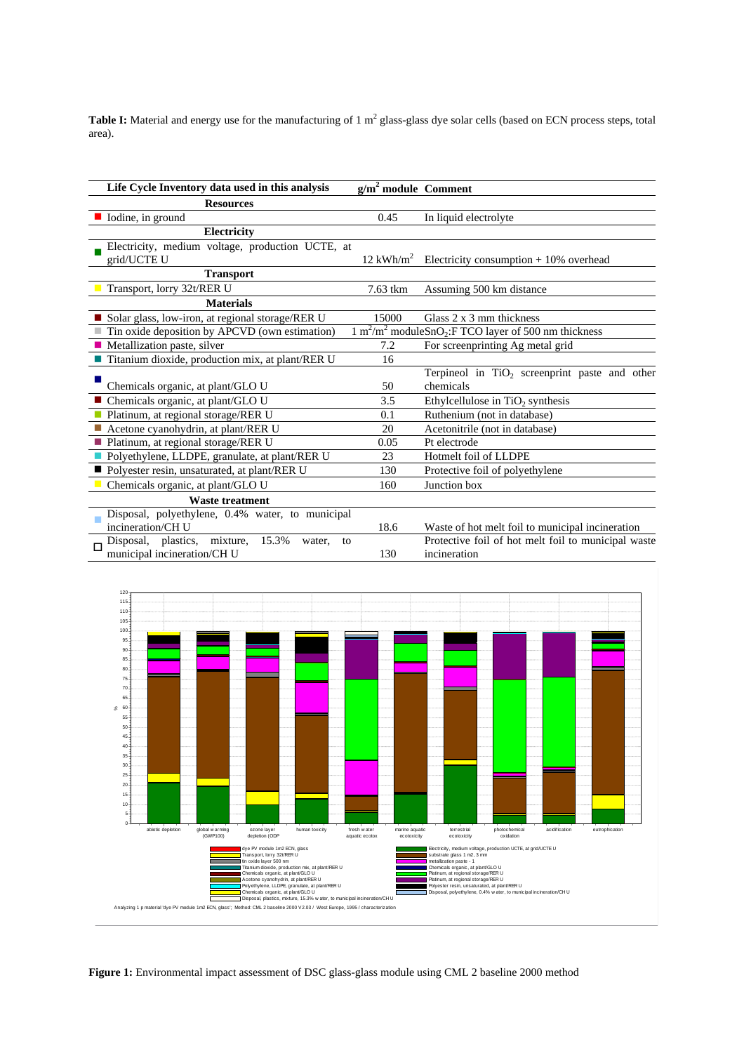**Table I:** Material and energy use for the manufacturing of 1 $m^2$ glass-glass dye solar cells (based on ECN process steps, total area).

| Life Cycle Inventory data used in this analysis | $g/m^2$ module | Comment |
|---|---|---|
| **Resources** | | |
| Iodine, in ground | 0.45 | In liquid electrolyte |
| **Electricity** | | |
| Electricity, medium voltage, production UCTE, at grid/UCTE U | 12 $kWh/m^2$ | Electricity consumption + 10% overhead |
| **Transport** | | |
| Transport, lorry 32t/RER U | 7.63 tkm | Assuming 500 km distance |
| **Materials** | | |
| Solar glass, low-iron, at regional storage/RER U | 15000 | Glass 2 x 3 mm thickness |
| Tin oxide deposition by APCVD (own estimation) | 1 $m^2/m^2$ module | $SnO_2$:F TCO layer of 500 nm thickness |
| Metallization paste, silver | 7.2 | For screenprinting Ag metal grid |
| Titanium dioxide, production mix, at plant/RER U | 16 | |
| Chemicals organic, at plant/GLO U | 50 | Terpineol in $TiO_2$ screenprint paste and other chemicals |
| Chemicals organic, at plant/GLO U | 3.5 | Ethylcellulose in $TiO_2$ synthesis |
| Platinum, at regional storage/RER U | 0.1 | Ruthenium (not in database) |
| Acetone cyanohydrin, at plant/RER U | 20 | Acetonitrile (not in database) |
| Platinum, at regional storage/RER U | 0.05 | Pt electrode |
| Polyethylene, LLDPE, granulate, at plant/RER U | 23 | Hotmelt foil of LLDPE |
| Polyester resin, unsaturated, at plant/RER U | 130 | Protective foil of polyethylene |
| Chemicals organic, at plant/GLO U | 160 | Junction box |
| **Waste treatment** | | |
| Disposal, polyethylene, 0.4% water, to municipal incineration/CH U | 18.6 | Waste of hot melt foil to municipal incineration |
| Disposal, plastics, mixture, 15.3% water, to municipal incineration/CH U | 130 | Protective foil of hot melt foil to municipal waste incineration |

**Figure 1:** Environmental impact assessment of DSC glass-glass module using CML 2 baseline 2000 method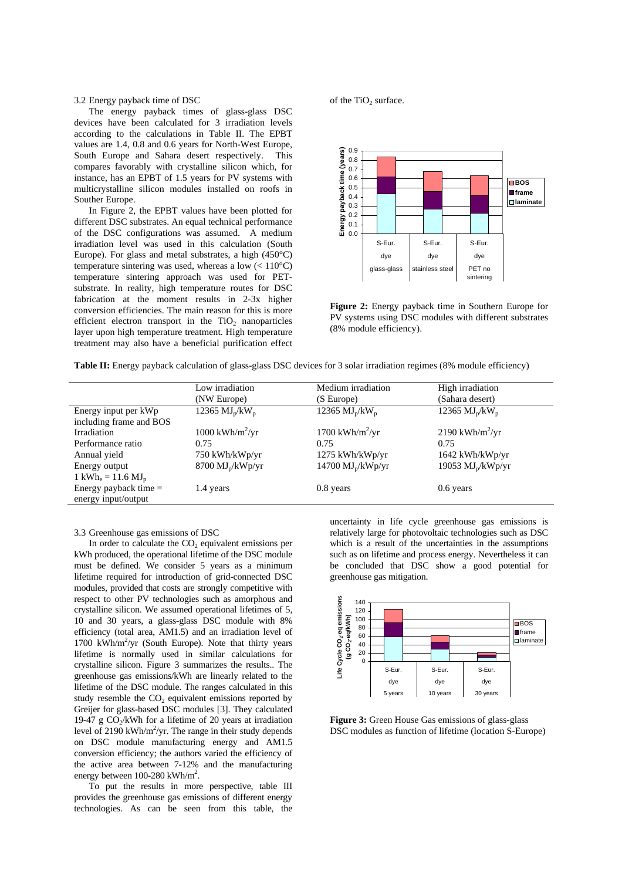### 3.2 Energy payback time of DSC

The energy payback times of glass-glass DSC devices have been calculated for 3 irradiation levels according to the calculations in Table II. The EPBT values are 1.4, 0.8 and 0.6 years for North-West Europe, South Europe and Sahara desert respectively. This compares favorably with crystalline silicon which, for instance, has an EPBT of 1.5 years for PV systems with multicrystalline silicon modules installed on roofs in Souther Europe.

In Figure 2, the EPBT values have been plotted for different DSC substrates. An equal technical performance of the DSC configurations was assumed. A medium irradiation level was used in this calculation (South Europe). For glass and metal substrates, a high (450°C) temperature sintering was used, whereas a low (< 110°C) temperature sintering approach was used for PET-substrate. In reality, high temperature routes for DSC fabrication at the moment results in 2-3x higher conversion efficiencies. The main reason for this is more efficient electron transport in the $TiO_2$ nanoparticles layer upon high temperature treatment. High temperature treatment may also have a beneficial purification effect of the $TiO_2$ surface.

**Figure 2:** Energy payback time in Southern Europe for PV systems using DSC modules with different substrates (8% module efficiency).

**Table II:** Energy payback calculation of glass-glass DSC devices for 3 solar irradiation regimes (8% module efficiency)

| | Low irradiation (NW Europe) | Medium irradiation (S Europe) | High irradiation (Sahara desert) |
|---|---|---|---|
| Energy input per kWp including frame and BOS | 12365 $MJ_p/kW_p$ | 12365 $MJ_p/kW_p$ | 12365 $MJ_p/kW_p$ |
| Irradiation | 1000 $kWh/m^2/yr$ | 1700 $kWh/m^2/yr$ | 2190 $kWh/m^2/yr$ |
| Performance ratio | 0.75 | 0.75 | 0.75 |
| Annual yield | 750 kWh/kWp/yr | 1275 kWh/kWp/yr | 1642 kWh/kWp/yr |
| Energy output $1\ kWh_e = 11.6\ MJ_p$ | 8700 $MJ_p$/kWp/yr | 14700 $MJ_p$/kWp/yr | 19053 $MJ_p$/kWp/yr |
| Energy payback time = energy input/output | 1.4 years | 0.8 years | 0.6 years |

### 3.3 Greenhouse gas emissions of DSC

In order to calculate the $CO_2$ equivalent emissions per kWh produced, the operational lifetime of the DSC module must be defined. We consider 5 years as a minimum lifetime required for introduction of grid-connected DSC modules, provided that costs are strongly competitive with respect to other PV technologies such as amorphous and crystalline silicon. We assumed operational lifetimes of 5, 10 and 30 years, a glass-glass DSC module with 8% efficiency (total area, AM1.5) and an irradiation level of 1700 $kWh/m^2/yr$ (South Europe). Note that thirty years lifetime is normally used in similar calculations for crystalline silicon. Figure 3 summarizes the results.. The greenhouse gas emissions/kWh are linearly related to the lifetime of the DSC module. The ranges calculated in this study resemble the $CO_2$ equivalent emissions reported by Greijer for glass-based DSC modules [3]. They calculated 19-47 g $CO_2$/kWh for a lifetime of 20 years at irradiation level of 2190 $kWh/m^2/yr$. The range in their study depends on DSC module manufacturing energy and AM1.5 conversion efficiency; the authors varied the efficiency of the active area between 7-12% and the manufacturing energy between 100-280 $kWh/m^2$.

To put the results in more perspective, table III provides the greenhouse gas emissions of different energy technologies. As can be seen from this table, the uncertainty in life cycle greenhouse gas emissions is relatively large for photovoltaic technologies such as DSC which is a result of the uncertainties in the assumptions such as on lifetime and process energy. Nevertheless it can be concluded that DSC show a good potential for greenhouse gas mitigation.

**Figure 3:** Green House Gas emissions of glass-glass DSC modules as function of lifetime (location S-Europe)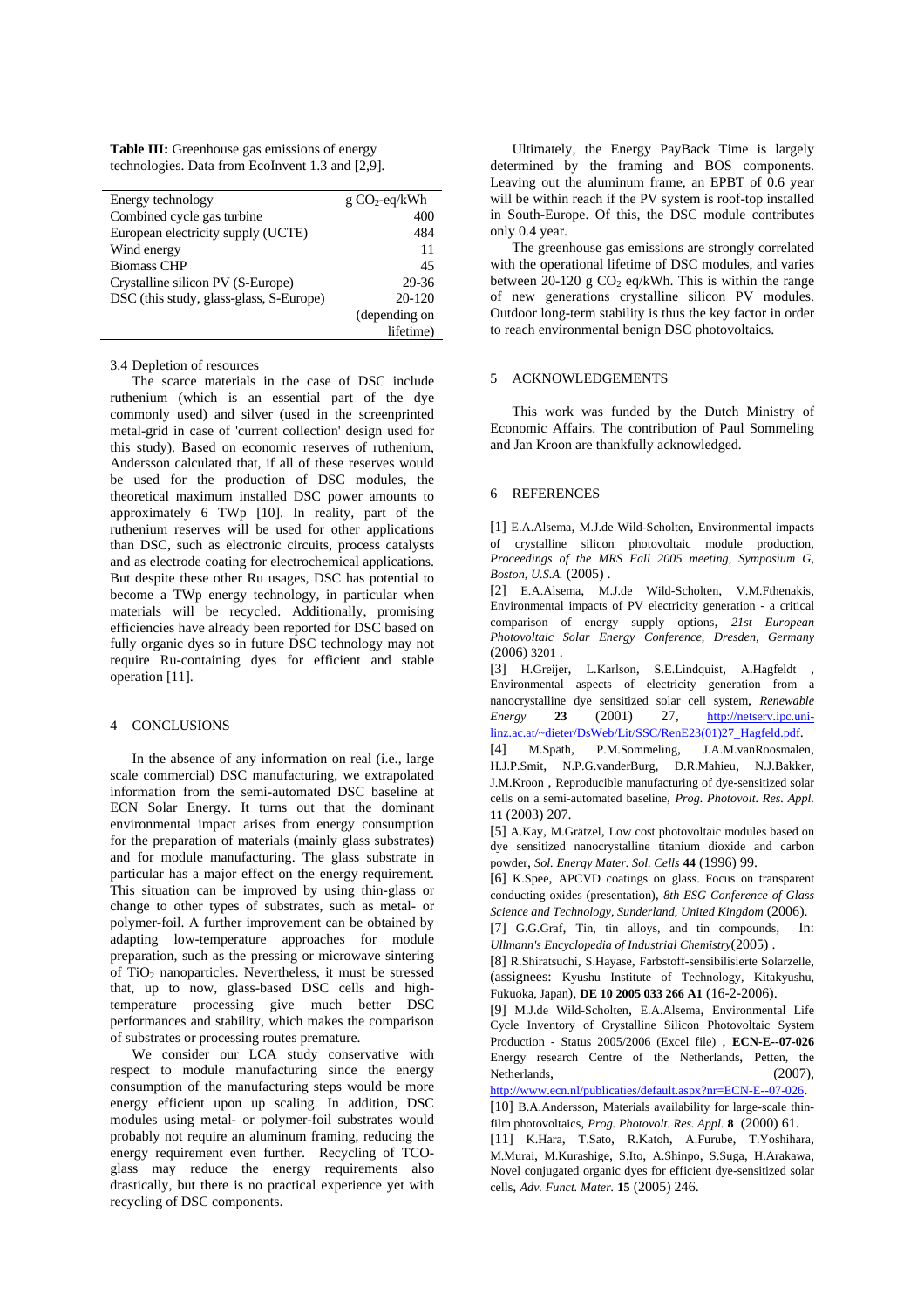**Table III:** Greenhouse gas emissions of energy technologies. Data from EcoInvent 1.3 and [2,9].

| Energy technology | g $CO_2$-eq/kWh |
|---|---|
| Combined cycle gas turbine | 400 |
| European electricity supply (UCTE) | 484 |
| Wind energy | 11 |
| Biomass CHP | 45 |
| Crystalline silicon PV (S-Europe) | 29-36 |
| DSC (this study, glass-glass, S-Europe) | 20-120 (depending on lifetime) |

3.4 Depletion of resources

The scarce materials in the case of DSC include ruthenium (which is an essential part of the dye commonly used) and silver (used in the screenprinted metal-grid in case of 'current collection' design used for this study). Based on economic reserves of ruthenium, Andersson calculated that, if all of these reserves would be used for the production of DSC modules, the theoretical maximum installed DSC power amounts to approximately 6 TWp [10]. In reality, part of the ruthenium reserves will be used for other applications than DSC, such as electronic circuits, process catalysts and as electrode coating for electrochemical applications. But despite these other Ru usages, DSC has potential to become a TWp energy technology, in particular when materials will be recycled. Additionally, promising efficiencies have already been reported for DSC based on fully organic dyes so in future DSC technology may not require Ru-containing dyes for efficient and stable operation [11].

## 4 CONCLUSIONS

In the absence of any information on real (i.e., large scale commercial) DSC manufacturing, we extrapolated information from the semi-automated DSC baseline at ECN Solar Energy. It turns out that the dominant environmental impact arises from energy consumption for the preparation of materials (mainly glass substrates) and for module manufacturing. The glass substrate in particular has a major effect on the energy requirement. This situation can be improved by using thin-glass or change to other types of substrates, such as metal- or polymer-foil. A further improvement can be obtained by adapting low-temperature approaches for module preparation, such as the pressing or microwave sintering of $TiO_2$ nanoparticles. Nevertheless, it must be stressed that, up to now, glass-based DSC cells and high-temperature processing give much better DSC performances and stability, which makes the comparison of substrates or processing routes premature.

We consider our LCA study conservative with respect to module manufacturing since the energy consumption of the manufacturing steps would be more energy efficient upon up scaling. In addition, DSC modules using metal- or polymer-foil substrates would probably not require an aluminum framing, reducing the energy requirement even further. Recycling of TCO-glass may reduce the energy requirements also drastically, but there is no practical experience yet with recycling of DSC components.

Ultimately, the Energy PayBack Time is largely determined by the framing and BOS components. Leaving out the aluminum frame, an EPBT of 0.6 year will be within reach if the PV system is roof-top installed in South-Europe. Of this, the DSC module contributes only 0.4 year.

The greenhouse gas emissions are strongly correlated with the operational lifetime of DSC modules, and varies between 20-120 g $CO_2$ eq/kWh. This is within the range of new generations crystalline silicon PV modules. Outdoor long-term stability is thus the key factor in order to reach environmental benign DSC photovoltaics.

## 5 ACKNOWLEDGEMENTS

This work was funded by the Dutch Ministry of Economic Affairs. The contribution of Paul Sommeling and Jan Kroon are thankfully acknowledged.

## 6 REFERENCES

[1] E.A.Alsema, M.J.de Wild-Scholten, Environmental impacts of crystalline silicon photovoltaic module production, *Proceedings of the MRS Fall 2005 meeting, Symposium G, Boston, U.S.A.* (2005) .

[2] E.A.Alsema, M.J.de Wild-Scholten, V.M.Fthenakis, Environmental impacts of PV electricity generation - a critical comparison of energy supply options, *21st European Photovoltaic Solar Energy Conference, Dresden, Germany* (2006) 3201 .

[3] H.Greijer, L.Karlson, S.E.Lindquist, A.Hagfeldt , Environmental aspects of electricity generation from a nanocrystalline dye sensitized solar cell system, *Renewable Energy* **23** (2001) 27, http://netserv.ipc.uni-linz.ac.at/~dieter/DsWeb/Lit/SSC/RenE23(01)27_Hagfeld.pdf.

[4] M.Späth, P.M.Sommeling, J.A.M.vanRoosmalen, H.J.P.Smit, N.P.G.vanderBurg, D.R.Mahieu, N.J.Bakker, J.M.Kroon , Reproducible manufacturing of dye-sensitized solar cells on a semi-automated baseline, *Prog. Photovolt. Res. Appl.* **11** (2003) 207.

[5] A.Kay, M.Grätzel, Low cost photovoltaic modules based on dye sensitized nanocrystalline titanium dioxide and carbon powder, *Sol. Energy Mater. Sol. Cells* **44** (1996) 99.

[6] K.Spee, APCVD coatings on glass. Focus on transparent conducting oxides (presentation), *8th ESG Conference of Glass Science and Technology, Sunderland, United Kingdom* (2006).

[7] G.G.Graf, Tin, tin alloys, and tin compounds, In: *Ullmann's Encyclopedia of Industrial Chemistry*(2005) .

[8] R.Shiratsuchi, S.Hayase, Farbstoff-sensibilisierte Solarzelle, (assignees: Kyushu Institute of Technology, Kitakyushu, Fukuoka, Japan), **DE 10 2005 033 266 A1** (16-2-2006).

[9] M.J.de Wild-Scholten, E.A.Alsema, Environmental Life Cycle Inventory of Crystalline Silicon Photovoltaic System Production - Status 2005/2006 (Excel file) , **ECN-E--07-026** Energy research Centre of the Netherlands, Petten, the Netherlands, (2007), http://www.ecn.nl/publicaties/default.aspx?nr=ECN-E--07-026.

[10] B.A.Andersson, Materials availability for large-scale thin-film photovoltaics, *Prog. Photovolt. Res. Appl.* **8** (2000) 61.

[11] K.Hara, T.Sato, R.Katoh, A.Furube, T.Yoshihara, M.Murai, M.Kurashige, S.Ito, A.Shinpo, S.Suga, H.Arakawa, Novel conjugated organic dyes for efficient dye-sensitized solar cells, *Adv. Funct. Mater.* **15** (2005) 246.